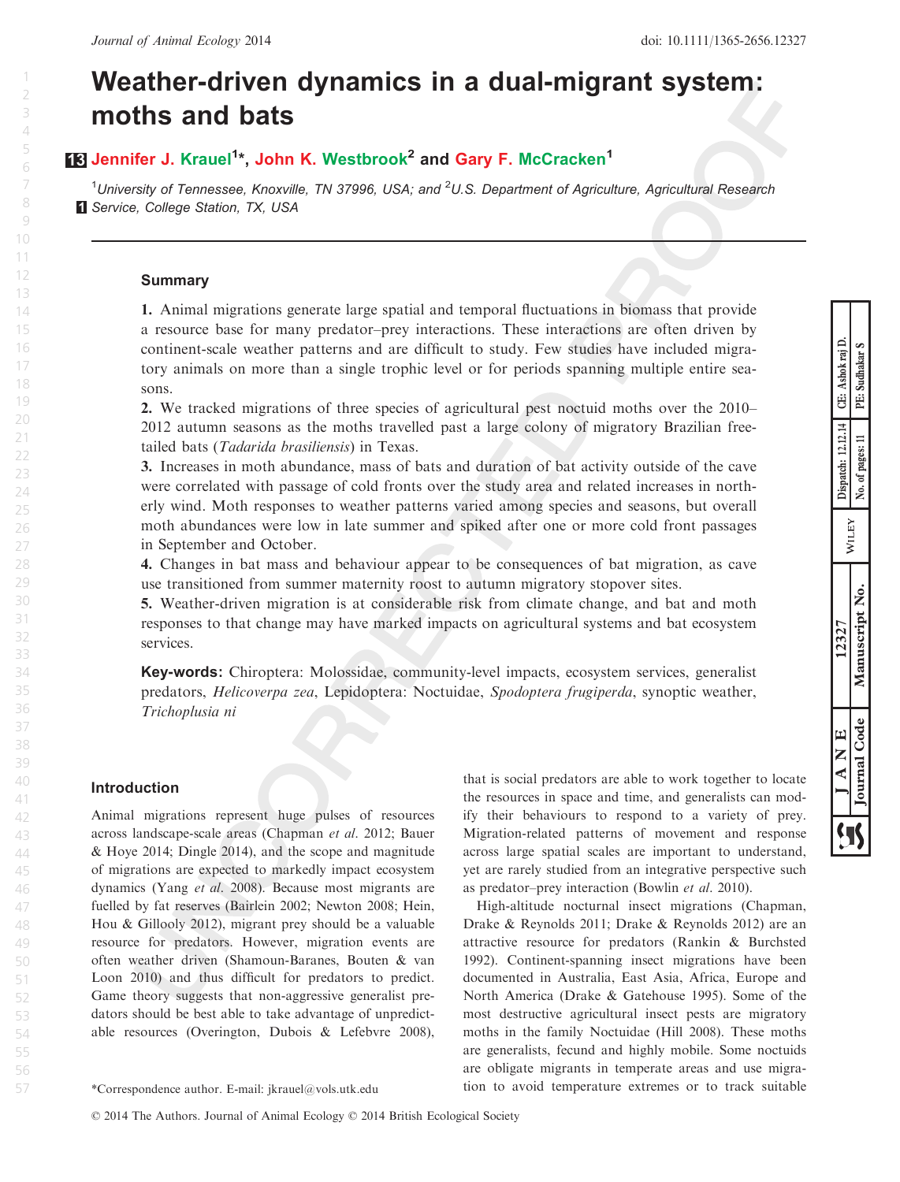# Weather-driven dynamics in a dual-migrant system: moths and bats

**Jennifer J. Krauel[1]*, John K. Westbrook[2] and Gary F. McCracken[1]**

[1]University of Tennessee, Knoxville, TN 37996, USA; and [2]U.S. Department of Agriculture, Agricultural Research Service, College Station, TX, USA

## Summary

**1.** Animal migrations generate large spatial and temporal fluctuations in biomass that provide a resource base for many predator–prey interactions. These interactions are often driven by continent-scale weather patterns and are difficult to study. Few studies have included migratory animals on more than a single trophic level or for periods spanning multiple entire seasons.

**2.** We tracked migrations of three species of agricultural pest noctuid moths over the 2010–2012 autumn seasons as the moths travelled past a large colony of migratory Brazilian free-tailed bats (*Tadarida brasiliensis*) in Texas.

**3.** Increases in moth abundance, mass of bats and duration of bat activity outside of the cave were correlated with passage of cold fronts over the study area and related increases in northerly wind. Moth responses to weather patterns varied among species and seasons, but overall moth abundances were low in late summer and spiked after one or more cold front passages in September and October.

**4.** Changes in bat mass and behaviour appear to be consequences of bat migration, as cave use transitioned from summer maternity roost to autumn migratory stopover sites.

**5.** Weather-driven migration is at considerable risk from climate change, and bat and moth responses to that change may have marked impacts on agricultural systems and bat ecosystem services.

**Key-words:** Chiroptera: Molossidae, community-level impacts, ecosystem services, generalist predators, *Helicoverpa zea*, Lepidoptera: Noctuidae, *Spodoptera frugiperda*, synoptic weather, *Trichoplusia ni*

## Introduction

Animal migrations represent huge pulses of resources across landscape-scale areas (Chapman *et al.* 2012; Bauer & Hoye 2014; Dingle 2014), and the scope and magnitude of migrations are expected to markedly impact ecosystem dynamics (Yang *et al.* 2008). Because most migrants are fuelled by fat reserves (Bairlein 2002; Newton 2008; Hein, Hou & Gillooly 2012), migrant prey should be a valuable resource for predators. However, migration events are often weather driven (Shamoun-Baranes, Bouten & van Loon 2010) and thus difficult for predators to predict. Game theory suggests that non-aggressive generalist predators should be best able to take advantage of unpredictable resources (Overington, Dubois & Lefebvre 2008), that is social predators are able to work together to locate the resources in space and time, and generalists can modify their behaviours to respond to a variety of prey. Migration-related patterns of movement and response across large spatial scales are important to understand, yet are rarely studied from an integrative perspective such as predator–prey interaction (Bowlin *et al.* 2010).

High-altitude nocturnal insect migrations (Chapman, Drake & Reynolds 2011; Drake & Reynolds 2012) are an attractive resource for predators (Rankin & Burchsted 1992). Continent-spanning insect migrations have been documented in Australia, East Asia, Africa, Europe and North America (Drake & Gatehouse 1995). Some of the most destructive agricultural insect pests are migratory moths in the family Noctuidae (Hill 2008). These moths are generalists, fecund and highly mobile. Some noctuids are obligate migrants in temperate areas and use migration to avoid temperature extremes or to track suitable

*Correspondence author. E-mail: jkrauel@vols.utk.edu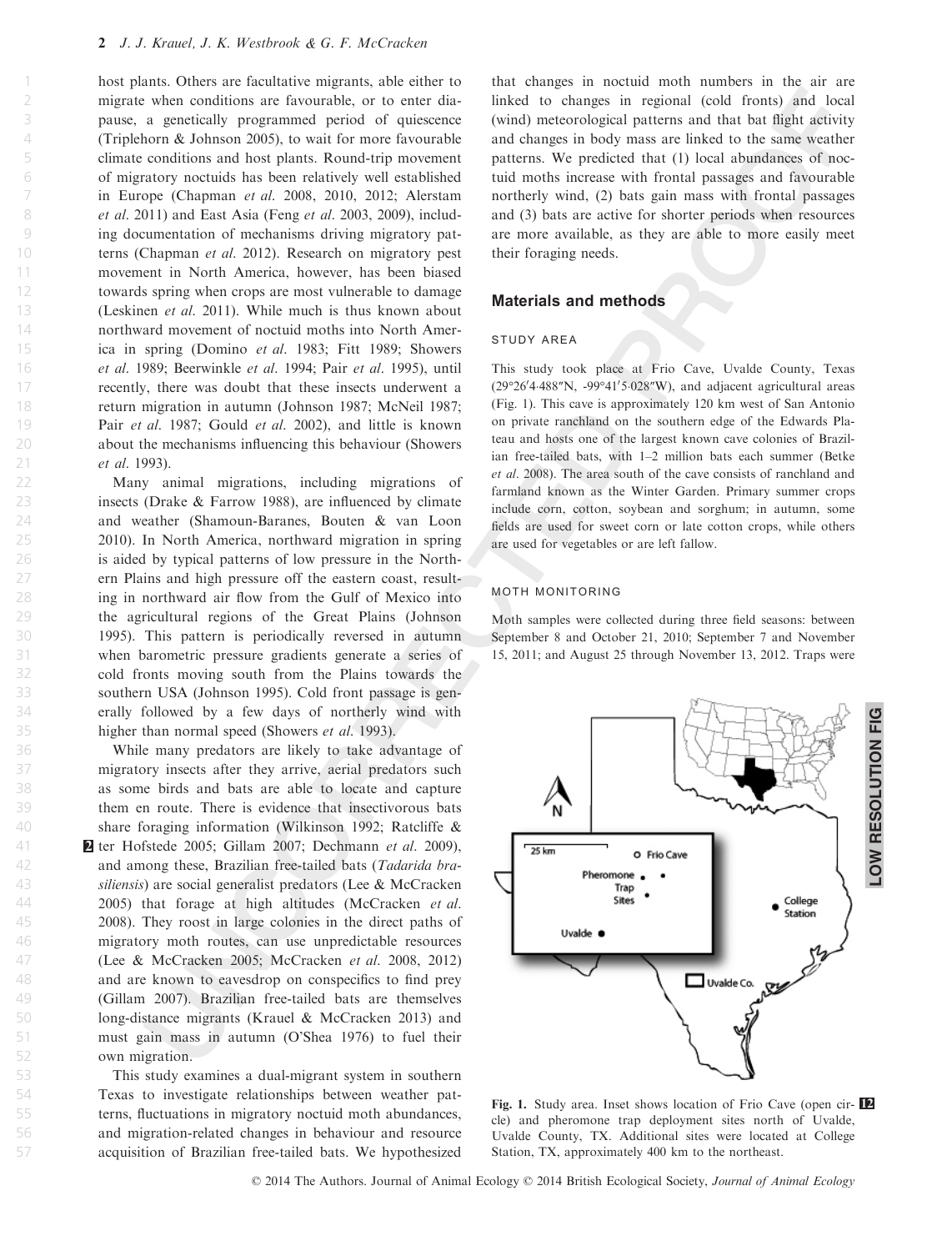host plants. Others are facultative migrants, able either to migrate when conditions are favourable, or to enter diapause, a genetically programmed period of quiescence (Triplehorn & Johnson 2005), to wait for more favourable climate conditions and host plants. Round-trip movement of migratory noctuids has been relatively well established in Europe (Chapman *et al.* 2008, 2010, 2012; Alerstam *et al.* 2011) and East Asia (Feng *et al.* 2003, 2009), including documentation of mechanisms driving migratory patterns (Chapman *et al.* 2012). Research on migratory pest movement in North America, however, has been biased towards spring when crops are most vulnerable to damage (Leskinen *et al.* 2011). While much is thus known about northward movement of noctuid moths into North America in spring (Domino *et al.* 1983; Fitt 1989; Showers *et al.* 1989; Beerwinkle *et al.* 1994; Pair *et al.* 1995), until recently, there was doubt that these insects underwent a return migration in autumn (Johnson 1987; McNeil 1987; Pair *et al.* 1987; Gould *et al.* 2002), and little is known about the mechanisms influencing this behaviour (Showers *et al.* 1993).

Many animal migrations, including migrations of insects (Drake & Farrow 1988), are influenced by climate and weather (Shamoun-Baranes, Bouten & van Loon 2010). In North America, northward migration in spring is aided by typical patterns of low pressure in the Northern Plains and high pressure off the eastern coast, resulting in northward air flow from the Gulf of Mexico into the agricultural regions of the Great Plains (Johnson 1995). This pattern is periodically reversed in autumn when barometric pressure gradients generate a series of cold fronts moving south from the Plains towards the southern USA (Johnson 1995). Cold front passage is generally followed by a few days of northerly wind with higher than normal speed (Showers *et al.* 1993).

While many predators are likely to take advantage of migratory insects after they arrive, aerial predators such as some birds and bats are able to locate and capture them en route. There is evidence that insectivorous bats share foraging information (Wilkinson 1992; Ratcliffe & ter Hofstede 2005; Gillam 2007; Dechmann *et al.* 2009), and among these, Brazilian free-tailed bats (*Tadarida brasiliensis*) are social generalist predators (Lee & McCracken 2005) that forage at high altitudes (McCracken *et al.* 2008). They roost in large colonies in the direct paths of migratory moth routes, can use unpredictable resources (Lee & McCracken 2005; McCracken *et al.* 2008, 2012) and are known to eavesdrop on conspecifics to find prey (Gillam 2007). Brazilian free-tailed bats are themselves long-distance migrants (Krauel & McCracken 2013) and must gain mass in autumn (O'Shea 1976) to fuel their own migration.

This study examines a dual-migrant system in southern Texas to investigate relationships between weather patterns, fluctuations in migratory noctuid moth abundances, and migration-related changes in behaviour and resource acquisition of Brazilian free-tailed bats. We hypothesized that changes in noctuid moth numbers in the air are linked to changes in regional (cold fronts) and local (wind) meteorological patterns and that bat flight activity and changes in body mass are linked to the same weather patterns. We predicted that (1) local abundances of noctuid moths increase with frontal passages and favourable northerly wind, (2) bats gain mass with frontal passages and (3) bats are active for shorter periods when resources are more available, as they are able to more easily meet their foraging needs.

## Materials and methods

### STUDY AREA

This study took place at Frio Cave, Uvalde County, Texas (29°26′4·488″N, -99°41′5·028″W), and adjacent agricultural areas (Fig. 1). This cave is approximately 120 km west of San Antonio on private ranchland on the southern edge of the Edwards Plateau and hosts one of the largest known cave colonies of Brazilian free-tailed bats, with 1–2 million bats each summer (Betke *et al.* 2008). The area south of the cave consists of ranchland and farmland known as the Winter Garden. Primary summer crops include corn, cotton, soybean and sorghum; in autumn, some fields are used for sweet corn or late cotton crops, while others are used for vegetables or are left fallow.

### MOTH MONITORING

Moth samples were collected during three field seasons: between September 8 and October 21, 2010; September 7 and November 15, 2011; and August 25 through November 13, 2012. Traps were

Fig. 1. Study area. Inset shows location of Frio Cave (open circle) and pheromone trap deployment sites north of Uvalde, Uvalde County, TX. Additional sites were located at College Station, TX, approximately 400 km to the northeast.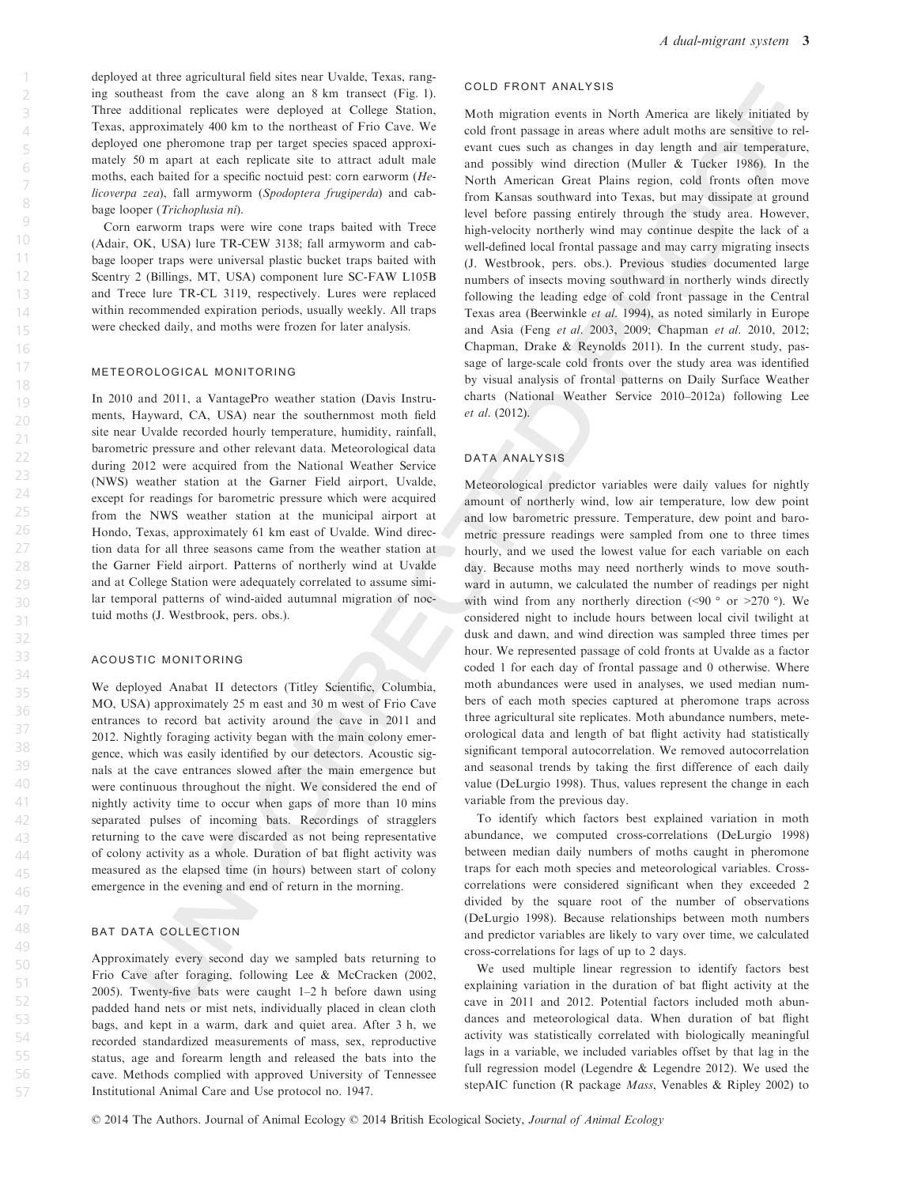deployed at three agricultural field sites near Uvalde, Texas, ranging southeast from the cave along an 8 km transect (Fig. 1). Three additional replicates were deployed at College Station, Texas, approximately 400 km to the northeast of Frio Cave. We deployed one pheromone trap per target species spaced approximately 50 m apart at each replicate site to attract adult male moths, each baited for a specific noctuid pest: corn earworm (*Helicoverpa zea*), fall armyworm (*Spodoptera frugiperda*) and cabbage looper (*Trichoplusia ni*).

Corn earworm traps were wire cone traps baited with Trece (Adair, OK, USA) lure TR-CEW 3138; fall armyworm and cabbage looper traps were universal plastic bucket traps baited with Scentry 2 (Billings, MT, USA) component lure SC-FAW L105B and Trece lure TR-CL 3119, respectively. Lures were replaced within recommended expiration periods, usually weekly. All traps were checked daily, and moths were frozen for later analysis.

### METEOROLOGICAL MONITORING

In 2010 and 2011, a VantagePro weather station (Davis Instruments, Hayward, CA, USA) near the southernmost moth field site near Uvalde recorded hourly temperature, humidity, rainfall, barometric pressure and other relevant data. Meteorological data during 2012 were acquired from the National Weather Service (NWS) weather station at the Garner Field airport, Uvalde, except for readings for barometric pressure which were acquired from the NWS weather station at the municipal airport at Hondo, Texas, approximately 61 km east of Uvalde. Wind direction data for all three seasons came from the weather station at the Garner Field airport. Patterns of northerly wind at Uvalde and at College Station were adequately correlated to assume similar temporal patterns of wind-aided autumnal migration of noctuid moths (J. Westbrook, pers. obs.).

### ACOUSTIC MONITORING

We deployed Anabat II detectors (Titley Scientific, Columbia, MO, USA) approximately 25 m east and 30 m west of Frio Cave entrances to record bat activity around the cave in 2011 and 2012. Nightly foraging activity began with the main colony emergence, which was easily identified by our detectors. Acoustic signals at the cave entrances slowed after the main emergence but were continuous throughout the night. We considered the end of nightly activity time to occur when gaps of more than 10 mins separated pulses of incoming bats. Recordings of stragglers returning to the cave were discarded as not being representative of colony activity as a whole. Duration of bat flight activity was measured as the elapsed time (in hours) between start of colony emergence in the evening and end of return in the morning.

### BAT DATA COLLECTION

Approximately every second day we sampled bats returning to Frio Cave after foraging, following Lee & McCracken (2002, 2005). Twenty-five bats were caught 1–2 h before dawn using padded hand nets or mist nets, individually placed in clean cloth bags, and kept in a warm, dark and quiet area. After 3 h, we recorded standardized measurements of mass, sex, reproductive status, age and forearm length and released the bats into the cave. Methods complied with approved University of Tennessee Institutional Animal Care and Use protocol no. 1947.

### COLD FRONT ANALYSIS

Moth migration events in North America are likely initiated by cold front passage in areas where adult moths are sensitive to relevant cues such as changes in day length and air temperature, and possibly wind direction (Muller & Tucker 1986). In the North American Great Plains region, cold fronts often move from Kansas southward into Texas, but may dissipate at ground level before passing entirely through the study area. However, high-velocity northerly wind may continue despite the lack of a well-defined local frontal passage and may carry migrating insects (J. Westbrook, pers. obs.). Previous studies documented large numbers of insects moving southward in northerly winds directly following the leading edge of cold front passage in the Central Texas area (Beerwinkle *et al.* 1994), as noted similarly in Europe and Asia (Feng *et al.* 2003, 2009; Chapman *et al.* 2010, 2012; Chapman, Drake & Reynolds 2011). In the current study, passage of large-scale cold fronts over the study area was identified by visual analysis of frontal patterns on Daily Surface Weather charts (National Weather Service 2010–2012a) following Lee *et al.* (2012).

### DATA ANALYSIS

Meteorological predictor variables were daily values for nightly amount of northerly wind, low air temperature, low dew point and low barometric pressure. Temperature, dew point and barometric pressure readings were sampled from one to three times hourly, and we used the lowest value for each variable on each day. Because moths may need northerly winds to move southward in autumn, we calculated the number of readings per night with wind from any northerly direction (<90 ° or >270 °). We considered night to include hours between local civil twilight at dusk and dawn, and wind direction was sampled three times per hour. We represented passage of cold fronts at Uvalde as a factor coded 1 for each day of frontal passage and 0 otherwise. Where moth abundances were used in analyses, we used median numbers of each moth species captured at pheromone traps across three agricultural site replicates. Moth abundance numbers, meteorological data and length of bat flight activity had statistically significant temporal autocorrelation. We removed autocorrelation and seasonal trends by taking the first difference of each daily value (DeLurgio 1998). Thus, values represent the change in each variable from the previous day.

To identify which factors best explained variation in moth abundance, we computed cross-correlations (DeLurgio 1998) between median daily numbers of moths caught in pheromone traps for each moth species and meteorological variables. Cross-correlations were considered significant when they exceeded 2 divided by the square root of the number of observations (DeLurgio 1998). Because relationships between moth numbers and predictor variables are likely to vary over time, we calculated cross-correlations for lags of up to 2 days.

We used multiple linear regression to identify factors best explaining variation in the duration of bat flight activity at the cave in 2011 and 2012. Potential factors included moth abundances and meteorological data. When duration of bat flight activity was statistically correlated with biologically meaningful lags in a variable, we included variables offset by that lag in the full regression model (Legendre & Legendre 2012). We used the stepAIC function (R package *Mass*, Venables & Ripley 2002) to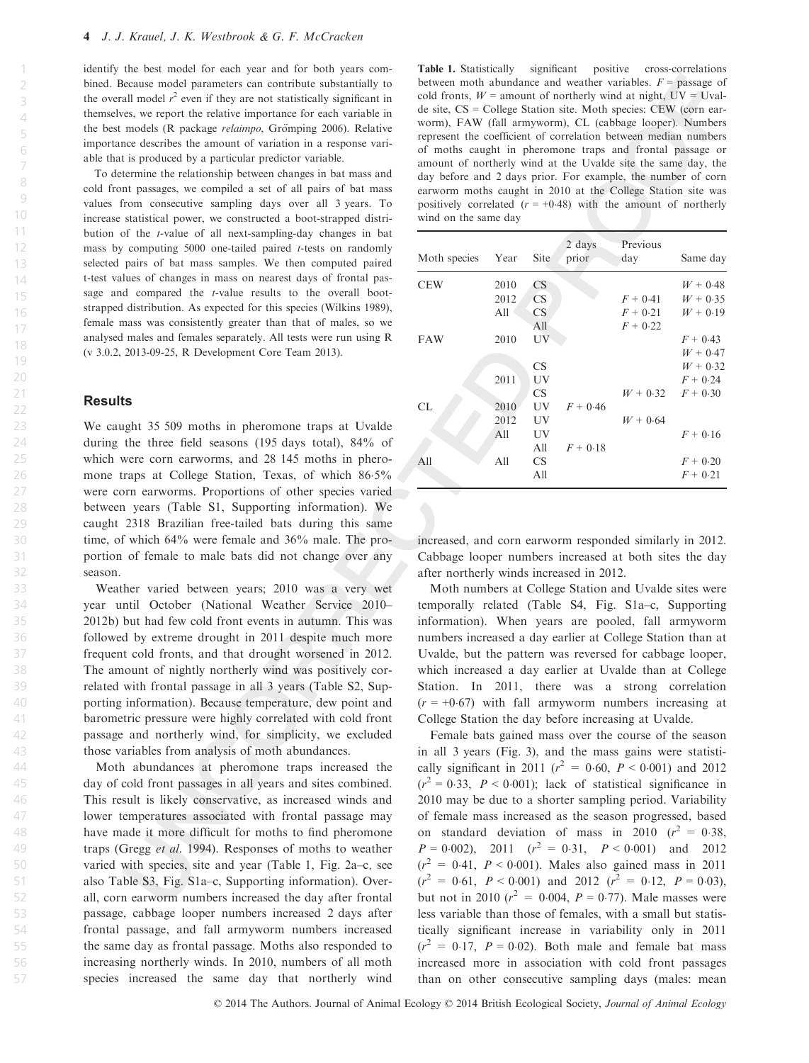identify the best model for each year and for both years combined. Because model parameters can contribute substantially to the overall model $r^2$ even if they are not statistically significant in themselves, we report the relative importance for each variable in the best models (R package *relaimpo*, Grömping 2006). Relative importance describes the amount of variation in a response variable that is produced by a particular predictor variable.

To determine the relationship between changes in bat mass and cold front passages, we compiled a set of all pairs of bat mass values from consecutive sampling days over all 3 years. To increase statistical power, we constructed a boot-strapped distribution of the *t*-value of all next-sampling-day changes in bat mass by computing 5000 one-tailed paired *t*-tests on randomly selected pairs of bat mass samples. We then computed paired t-test values of changes in mass on nearest days of frontal passage and compared the *t*-value results to the overall bootstrapped distribution. As expected for this species (Wilkins 1989), female mass was consistently greater than that of males, so we analysed males and females separately. All tests were run using R (v 3.0.2, 2013-09-25, R Development Core Team 2013).

## Results

We caught 35 509 moths in pheromone traps at Uvalde during the three field seasons (195 days total), 84% of which were corn earworms, and 28 145 moths in pheromone traps at College Station, Texas, of which 86·5% were corn earworms. Proportions of other species varied between years (Table S1, Supporting information). We caught 2318 Brazilian free-tailed bats during this same time, of which 64% were female and 36% male. The proportion of female to male bats did not change over any season.

Weather varied between years; 2010 was a very wet year until October (National Weather Service 2010–2012b) but had few cold front events in autumn. This was followed by extreme drought in 2011 despite much more frequent cold fronts, and that drought worsened in 2012. The amount of nightly northerly wind was positively correlated with frontal passage in all 3 years (Table S2, Supporting information). Because temperature, dew point and barometric pressure were highly correlated with cold front passage and northerly wind, for simplicity, we excluded those variables from analysis of moth abundances.

Moth abundances at pheromone traps increased the day of cold front passages in all years and sites combined. This result is likely conservative, as increased winds and lower temperatures associated with frontal passage may have made it more difficult for moths to find pheromone traps (Gregg *et al.* 1994). Responses of moths to weather varied with species, site and year (Table 1, Fig. 2a–c, see also Table S3, Fig. S1a–c, Supporting information). Overall, corn earworm numbers increased the day after frontal passage, cabbage looper numbers increased 2 days after frontal passage, and fall armyworm numbers increased the same day as frontal passage. Moths also responded to increasing northerly winds. In 2010, numbers of all moth species increased the same day that northerly wind increased, and corn earworm responded similarly in 2012. Cabbage looper numbers increased at both sites the day after northerly winds increased in 2012.

**Table 1.** Statistically significant positive cross-correlations between moth abundance and weather variables. *F* = passage of cold fronts, *W* = amount of northerly wind at night, UV = Uvalde site, CS = College Station site. Moth species: CEW (corn earworm), FAW (fall armyworm), CL (cabbage looper). Numbers represent the coefficient of correlation between median numbers of moths caught in pheromone traps and frontal passage or amount of northerly wind at the Uvalde site the same day, the day before and 2 days prior. For example, the number of corn earworm moths caught in 2010 at the College Station site was positively correlated ($r = +0·48$) with the amount of northerly wind on the same day

| Moth species | Year | Site | 2 days prior | Previous day | Same day |
|---|---|---|---|---|---|
| CEW | 2010 | CS | | | *W* + 0·48 |
| | 2012 | CS | | *F* + 0·41 | *W* + 0·35 |
| | All | CS | | *F* + 0·21 | *W* + 0·19 |
| | | All | | *F* + 0·22 | |
| FAW | 2010 | UV | | | *F* + 0·43 |
| | | | | | *W* + 0·47 |
| | | CS | | | *W* + 0·32 |
| | 2011 | UV | | | *F* + 0·24 |
| | | CS | | *W* + 0·32 | *F* + 0·30 |
| CL | 2010 | UV | *F* + 0·46 | | |
| | 2012 | UV | | *W* + 0·64 | |
| | All | UV | | | *F* + 0·16 |
| | | All | *F* + 0·18 | | |
| All | All | CS | | | *F* + 0·20 |
| | | All | | | *F* + 0·21 |

Moth numbers at College Station and Uvalde sites were temporally related (Table S4, Fig. S1a–c, Supporting information). When years are pooled, fall armyworm numbers increased a day earlier at College Station than at Uvalde, but the pattern was reversed for cabbage looper, which increased a day earlier at Uvalde than at College Station. In 2011, there was a strong correlation ($r = +0·67$) with fall armyworm numbers increasing at College Station the day before increasing at Uvalde.

Female bats gained mass over the course of the season in all 3 years (Fig. 3), and the mass gains were statistically significant in 2011 ($r^2 = 0·60$, $P < 0·001$) and 2012 ($r^2 = 0·33$, $P < 0·001$); lack of statistical significance in 2010 may be due to a shorter sampling period. Variability of female mass increased as the season progressed, based on standard deviation of mass in 2010 ($r^2 = 0·38$, $P = 0·002$), 2011 ($r^2 = 0·31$, $P < 0·001$) and 2012 ($r^2 = 0·41$, $P < 0·001$). Males also gained mass in 2011 ($r^2 = 0·61$, $P < 0·001$) and 2012 ($r^2 = 0·12$, $P = 0·03$), but not in 2010 ($r^2 = 0·004$, $P = 0·77$). Male masses were less variable than those of females, with a small but statistically significant increase in variability only in 2011 ($r^2 = 0·17$, $P = 0·02$). Both male and female bat mass increased more in association with cold front passages than on other consecutive sampling days (males: mean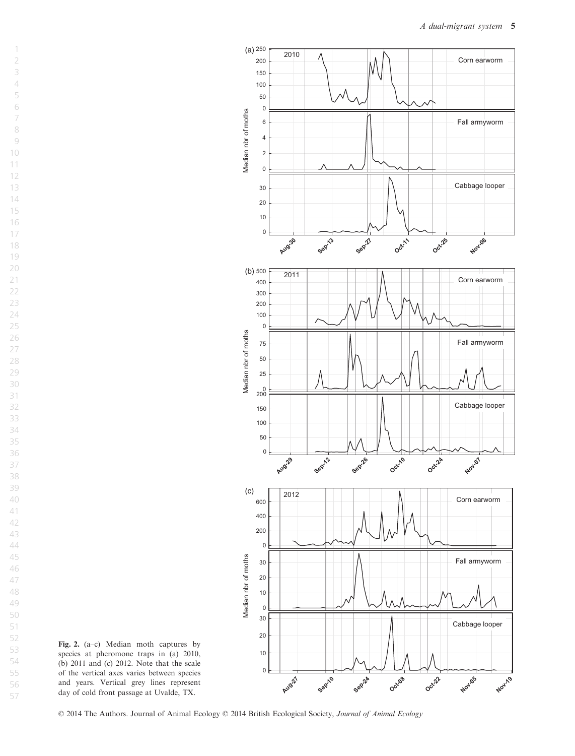**Fig. 2.** (a–c) Median moth captures by species at pheromone traps in (a) 2010, (b) 2011 and (c) 2012. Note that the scale of the vertical axes varies between species and years. Vertical grey lines represent day of cold front passage at Uvalde, TX.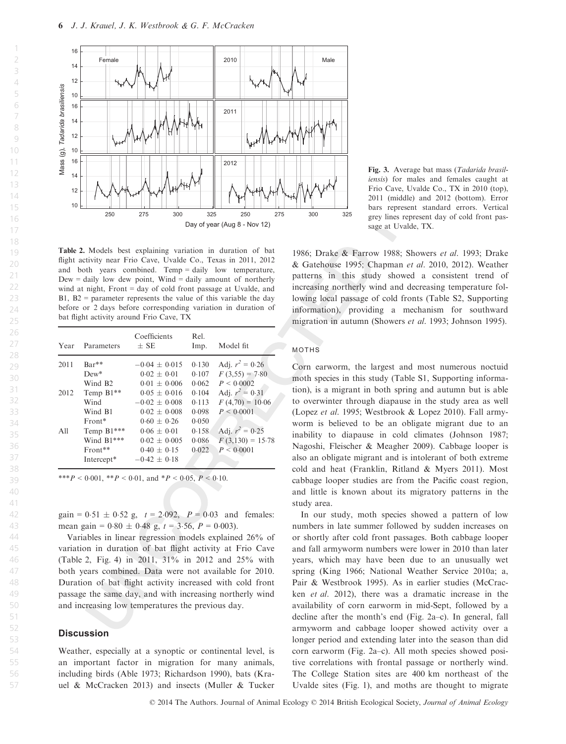Fig. 3. Average bat mass (*Tadarida brasiliensis*) for males and females caught at Frio Cave, Uvalde Co., TX in 2010 (top), 2011 (middle) and 2012 (bottom). Error bars represent standard errors. Vertical grey lines represent day of cold front passage at Uvalde, TX.

Table 2. Models best explaining variation in duration of bat flight activity near Frio Cave, Uvalde Co., Texas in 2011, 2012 and both years combined. Temp = daily low temperature, Dew = daily low dew point, Wind = daily amount of northerly wind at night, Front = day of cold front passage at Uvalde, and B1, B2 = parameter represents the value of this variable the day before or 2 days before corresponding variation in duration of bat flight activity around Frio Cave, TX

| Year | Parameters | Coefficients ± SE | Rel. Imp. | Model fit |
|---|---|---|---|---|
| 2011 | Bar** | −0·04 ± 0·015 | 0·130 | Adj. $r^2$ = 0·26 |
| | Dew* | 0·02 ± 0·01 | 0·107 | $F$ (3,55) = 7·80 |
| | Wind B2 | 0·01 ± 0·006 | 0·062 | $P$ < 0·0002 |
| 2012 | Temp B1** | 0·05 ± 0·016 | 0·104 | Adj. $r^2$ = 0·31 |
| | Wind | −0·02 ± 0·008 | 0·113 | $F$ (4,70) = 10·06 |
| | Wind B1 | 0·02 ± 0·008 | 0·098 | $P$ < 0·0001 |
| | Front* | 0·60 ± 0·26 | 0·050 | |
| All | Temp B1*** | 0·06 ± 0·01 | 0·158 | Adj. $r^2$ = 0·25 |
| | Wind B1*** | 0·02 ± 0·005 | 0·086 | $F$ (3,130) = 15·78 |
| | Front** | 0·40 ± 0·15 | 0·022 | $P$ < 0·0001 |
| | Intercept* | −0·42 ± 0·18 | | |

****P* < 0·001, ***P* < 0·01, and **P* < 0·05, *P* < 0·10.

gain = 0·51 ± 0·52 g, $t$ = 2·092, $P$ = 0·03 and females: mean gain = 0·80 ± 0·48 g, $t$ = 3·56, $P$ = 0·003).

Variables in linear regression models explained 26% of variation in duration of bat flight activity at Frio Cave (Table 2, Fig. 4) in 2011, 31% in 2012 and 25% with both years combined. Data were not available for 2010. Duration of bat flight activity increased with cold front passage the same day, and with increasing northerly wind and increasing low temperatures the previous day.

## Discussion

Weather, especially at a synoptic or continental level, is an important factor in migration for many animals, including birds (Able 1973; Richardson 1990), bats (Krauel & McCracken 2013) and insects (Muller & Tucker 1986; Drake & Farrow 1988; Showers *et al*. 1993; Drake & Gatehouse 1995; Chapman *et al*. 2010, 2012). Weather patterns in this study showed a consistent trend of increasing northerly wind and decreasing temperature following local passage of cold fronts (Table S2, Supporting information), providing a mechanism for southward migration in autumn (Showers *et al*. 1993; Johnson 1995).

### MOTHS

Corn earworm, the largest and most numerous noctuid moth species in this study (Table S1, Supporting information), is a migrant in both spring and autumn but is able to overwinter through diapause in the study area as well (Lopez *et al*. 1995; Westbrook & Lopez 2010). Fall armyworm is believed to be an obligate migrant due to an inability to diapause in cold climates (Johnson 1987; Nagoshi, Fleischer & Meagher 2009). Cabbage looper is also an obligate migrant and is intolerant of both extreme cold and heat (Franklin, Ritland & Myers 2011). Most cabbage looper studies are from the Pacific coast region, and little is known about its migratory patterns in the study area.

In our study, moth species showed a pattern of low numbers in late summer followed by sudden increases on or shortly after cold front passages. Both cabbage looper and fall armyworm numbers were lower in 2010 than later years, which may have been due to an unusually wet spring (King 1966; National Weather Service 2010a; a, Pair & Westbrook 1995). As in earlier studies (McCracken *et al*. 2012), there was a dramatic increase in the availability of corn earworm in mid-Sept, followed by a decline after the month's end (Fig. 2a–c). In general, fall armyworm and cabbage looper showed activity over a longer period and extending later into the season than did corn earworm (Fig. 2a–c). All moth species showed positive correlations with frontal passage or northerly wind. The College Station sites are 400 km northeast of the Uvalde sites (Fig. 1), and moths are thought to migrate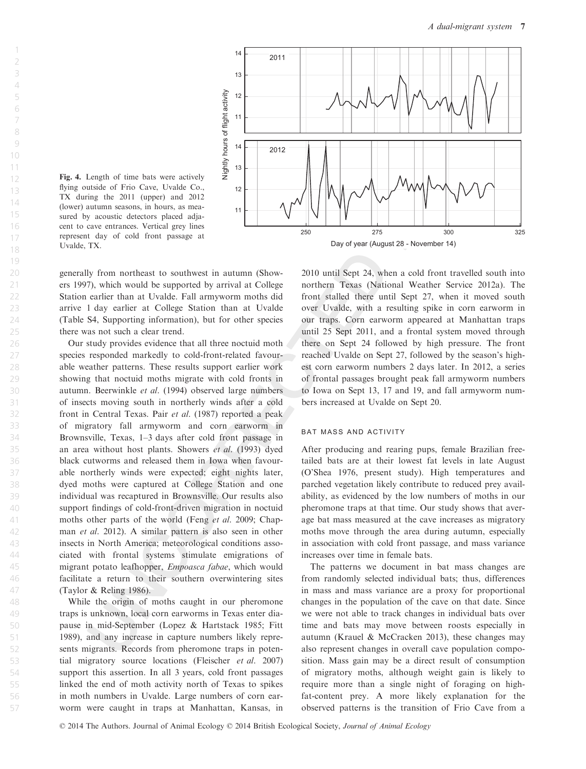Fig. 4. Length of time bats were actively flying outside of Frio Cave, Uvalde Co., TX during the 2011 (upper) and 2012 (lower) autumn seasons, in hours, as measured by acoustic detectors placed adjacent to cave entrances. Vertical grey lines represent day of cold front passage at Uvalde, TX.

generally from northeast to southwest in autumn (Showers 1997), which would be supported by arrival at College Station earlier than at Uvalde. Fall armyworm moths did arrive 1 day earlier at College Station than at Uvalde (Table S4, Supporting information), but for other species there was not such a clear trend.

Our study provides evidence that all three noctuid moth species responded markedly to cold-front-related favourable weather patterns. These results support earlier work showing that noctuid moths migrate with cold fronts in autumn. Beerwinkle *et al.* (1994) observed large numbers of insects moving south in northerly winds after a cold front in Central Texas. Pair *et al.* (1987) reported a peak of migratory fall armyworm and corn earworm in Brownsville, Texas, 1–3 days after cold front passage in an area without host plants. Showers *et al.* (1993) dyed black cutworms and released them in Iowa when favourable northerly winds were expected; eight nights later, dyed moths were captured at College Station and one individual was recaptured in Brownsville. Our results also support findings of cold-front-driven migration in noctuid moths other parts of the world (Feng *et al.* 2009; Chapman *et al.* 2012). A similar pattern is also seen in other insects in North America; meteorological conditions associated with frontal systems stimulate emigrations of migrant potato leafhopper, *Empoasca fabae*, which would facilitate a return to their southern overwintering sites (Taylor & Reling 1986).

While the origin of moths caught in our pheromone traps is unknown, local corn earworms in Texas enter diapause in mid-September (Lopez & Hartstack 1985; Fitt 1989), and any increase in capture numbers likely represents migrants. Records from pheromone traps in potential migratory source locations (Fleischer *et al.* 2007) support this assertion. In all 3 years, cold front passages linked the end of moth activity north of Texas to spikes in moth numbers in Uvalde. Large numbers of corn earworm were caught in traps at Manhattan, Kansas, in 2010 until Sept 24, when a cold front travelled south into northern Texas (National Weather Service 2012a). The front stalled there until Sept 27, when it moved south over Uvalde, with a resulting spike in corn earworm in our traps. Corn earworm appeared at Manhattan traps until 25 Sept 2011, and a frontal system moved through there on Sept 24 followed by high pressure. The front reached Uvalde on Sept 27, followed by the season's highest corn earworm numbers 2 days later. In 2012, a series of frontal passages brought peak fall armyworm numbers to Iowa on Sept 13, 17 and 19, and fall armyworm numbers increased at Uvalde on Sept 20.

### BAT MASS AND ACTIVITY

After producing and rearing pups, female Brazilian free-tailed bats are at their lowest fat levels in late August (O'Shea 1976, present study). High temperatures and parched vegetation likely contribute to reduced prey availability, as evidenced by the low numbers of moths in our pheromone traps at that time. Our study shows that average bat mass measured at the cave increases as migratory moths move through the area during autumn, especially in association with cold front passage, and mass variance increases over time in female bats.

The patterns we document in bat mass changes are from randomly selected individual bats; thus, differences in mass and mass variance are a proxy for proportional changes in the population of the cave on that date. Since we were not able to track changes in individual bats over time and bats may move between roosts especially in autumn (Krauel & McCracken 2013), these changes may also represent changes in overall cave population composition. Mass gain may be a direct result of consumption of migratory moths, although weight gain is likely to require more than a single night of foraging on high-fat-content prey. A more likely explanation for the observed patterns is the transition of Frio Cave from a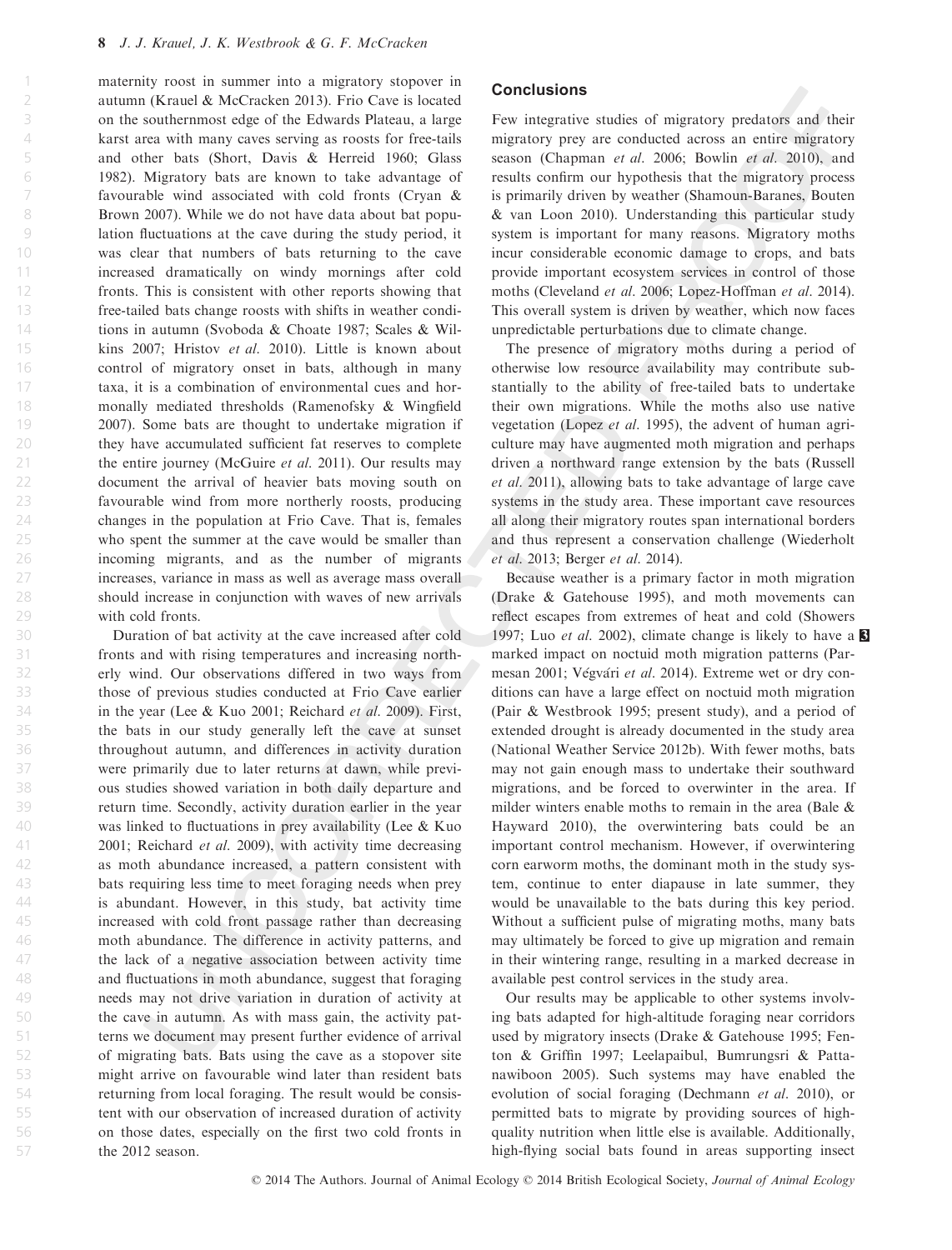maternity roost in summer into a migratory stopover in autumn (Krauel & McCracken 2013). Frio Cave is located on the southernmost edge of the Edwards Plateau, a large karst area with many caves serving as roosts for free-tails and other bats (Short, Davis & Herreid 1960; Glass 1982). Migratory bats are known to take advantage of favourable wind associated with cold fronts (Cryan & Brown 2007). While we do not have data about bat population fluctuations at the cave during the study period, it was clear that numbers of bats returning to the cave increased dramatically on windy mornings after cold fronts. This is consistent with other reports showing that free-tailed bats change roosts with shifts in weather conditions in autumn (Svoboda & Choate 1987; Scales & Wilkins 2007; Hristov *et al.* 2010). Little is known about control of migratory onset in bats, although in many taxa, it is a combination of environmental cues and hormonally mediated thresholds (Ramenofsky & Wingfield 2007). Some bats are thought to undertake migration if they have accumulated sufficient fat reserves to complete the entire journey (McGuire *et al.* 2011). Our results may document the arrival of heavier bats moving south on favourable wind from more northerly roosts, producing changes in the population at Frio Cave. That is, females who spent the summer at the cave would be smaller than incoming migrants, and as the number of migrants increases, variance in mass as well as average mass overall should increase in conjunction with waves of new arrivals with cold fronts.

Duration of bat activity at the cave increased after cold fronts and with rising temperatures and increasing northerly wind. Our observations differed in two ways from those of previous studies conducted at Frio Cave earlier in the year (Lee & Kuo 2001; Reichard *et al.* 2009). First, the bats in our study generally left the cave at sunset throughout autumn, and differences in activity duration were primarily due to later returns at dawn, while previous studies showed variation in both daily departure and return time. Secondly, activity duration earlier in the year was linked to fluctuations in prey availability (Lee & Kuo 2001; Reichard *et al.* 2009), with activity time decreasing as moth abundance increased, a pattern consistent with bats requiring less time to meet foraging needs when prey is abundant. However, in this study, bat activity time increased with cold front passage rather than decreasing moth abundance. The difference in activity patterns, and the lack of a negative association between activity time and fluctuations in moth abundance, suggest that foraging needs may not drive variation in duration of activity at the cave in autumn. As with mass gain, the activity patterns we document may present further evidence of arrival of migrating bats. Bats using the cave as a stopover site might arrive on favourable wind later than resident bats returning from local foraging. The result would be consistent with our observation of increased duration of activity on those dates, especially on the first two cold fronts in the 2012 season.

## Conclusions

Few integrative studies of migratory predators and their migratory prey are conducted across an entire migratory season (Chapman *et al.* 2006; Bowlin *et al.* 2010), and results confirm our hypothesis that the migratory process is primarily driven by weather (Shamoun-Baranes, Bouten & van Loon 2010). Understanding this particular study system is important for many reasons. Migratory moths incur considerable economic damage to crops, and bats provide important ecosystem services in control of those moths (Cleveland *et al.* 2006; Lopez-Hoffman *et al.* 2014). This overall system is driven by weather, which now faces unpredictable perturbations due to climate change.

The presence of migratory moths during a period of otherwise low resource availability may contribute substantially to the ability of free-tailed bats to undertake their own migrations. While the moths also use native vegetation (Lopez *et al.* 1995), the advent of human agriculture may have augmented moth migration and perhaps driven a northward range extension by the bats (Russell *et al.* 2011), allowing bats to take advantage of large cave systems in the study area. These important cave resources all along their migratory routes span international borders and thus represent a conservation challenge (Wiederholt *et al.* 2013; Berger *et al.* 2014).

Because weather is a primary factor in moth migration (Drake & Gatehouse 1995), and moth movements can reflect escapes from extremes of heat and cold (Showers 1997; Luo *et al.* 2002), climate change is likely to have a marked impact on noctuid moth migration patterns (Parmesan 2001; Végvári *et al.* 2014). Extreme wet or dry conditions can have a large effect on noctuid moth migration (Pair & Westbrook 1995; present study), and a period of extended drought is already documented in the study area (National Weather Service 2012b). With fewer moths, bats may not gain enough mass to undertake their southward migrations, and be forced to overwinter in the area. If milder winters enable moths to remain in the area (Bale & Hayward 2010), the overwintering bats could be an important control mechanism. However, if overwintering corn earworm moths, the dominant moth in the study system, continue to enter diapause in late summer, they would be unavailable to the bats during this key period. Without a sufficient pulse of migrating moths, many bats may ultimately be forced to give up migration and remain in their wintering range, resulting in a marked decrease in available pest control services in the study area.

Our results may be applicable to other systems involving bats adapted for high-altitude foraging near corridors used by migratory insects (Drake & Gatehouse 1995; Fenton & Griffin 1997; Leelapaibul, Bumrungsri & Pattanawiboon 2005). Such systems may have enabled the evolution of social foraging (Dechmann *et al.* 2010), or permitted bats to migrate by providing sources of high-quality nutrition when little else is available. Additionally, high-flying social bats found in areas supporting insect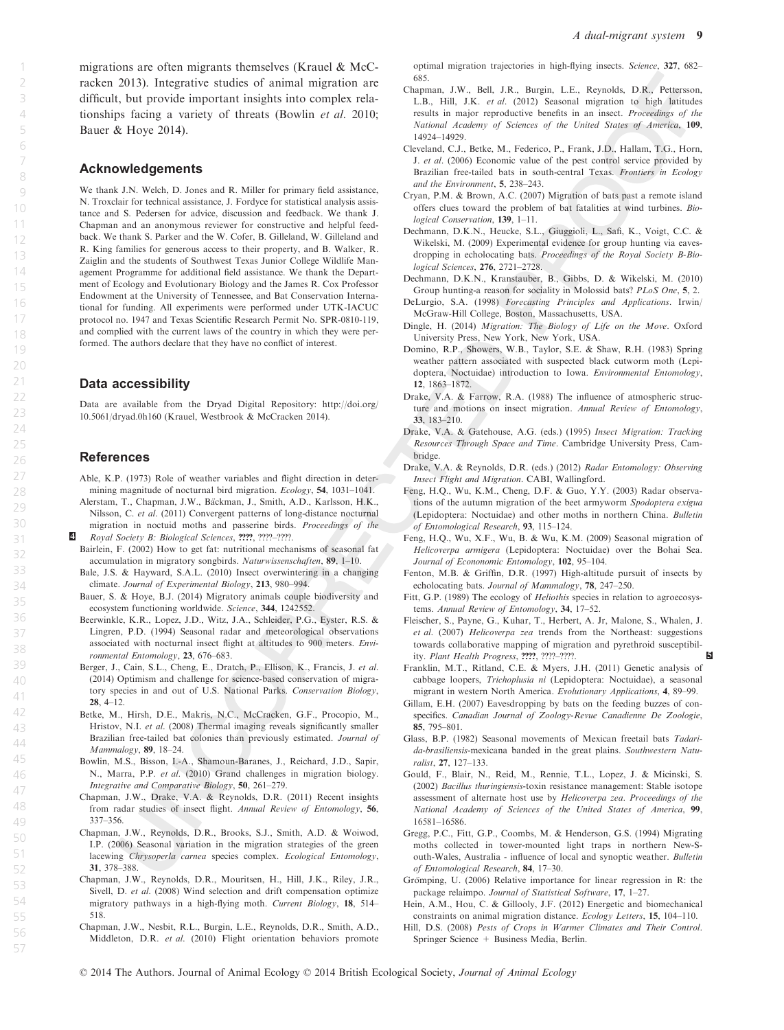migrations are often migrants themselves (Krauel & McCracken 2013). Integrative studies of animal migration are difficult, but provide important insights into complex relationships facing a variety of threats (Bowlin *et al.* 2010; Bauer & Hoye 2014).

## Acknowledgements

We thank J.N. Welch, D. Jones and R. Miller for primary field assistance, N. Troxclair for technical assistance, J. Fordyce for statistical analysis assistance and S. Pedersen for advice, discussion and feedback. We thank J. Chapman and an anonymous reviewer for constructive and helpful feedback. We thank S. Parker and the W. Cofer, B. Gilleland, W. Gilleland and R. King families for generous access to their property, and B. Walker, R. Zaiglin and the students of Southwest Texas Junior College Wildlife Management Programme for additional field assistance. We thank the Department of Ecology and Evolutionary Biology and the James R. Cox Professor Endowment at the University of Tennessee, and Bat Conservation International for funding. All experiments were performed under UTK-IACUC protocol no. 1947 and Texas Scientific Research Permit No. SPR-0810-119, and complied with the current laws of the country in which they were performed. The authors declare that they have no conflict of interest.

## Data accessibility

Data are available from the Dryad Digital Repository: http://doi.org/10.5061/dryad.0h160 (Krauel, Westbrook & McCracken 2014).

## References

Able, K.P. (1973) Role of weather variables and flight direction in determining magnitude of nocturnal bird migration. *Ecology*, **54**, 1031–1041.

Alerstam, T., Chapman, J.W., Bäckman, J., Smith, A.D., Karlsson, H.K., Nilsson, C. *et al.* (2011) Convergent patterns of long-distance nocturnal migration in noctuid moths and passerine birds. *Proceedings of the Royal Society B: Biological Sciences*, **????**, ????–????.

Bairlein, F. (2002) How to get fat: nutritional mechanisms of seasonal fat accumulation in migratory songbirds. *Naturwissenschaften*, **89**, 1–10.

Bale, J.S. & Hayward, S.A.L. (2010) Insect overwintering in a changing climate. *Journal of Experimental Biology*, **213**, 980–994.

Bauer, S. & Hoye, B.J. (2014) Migratory animals couple biodiversity and ecosystem functioning worldwide. *Science*, **344**, 1242552.

Beerwinkle, K.R., Lopez, J.D., Witz, J.A., Schleider, P.G., Eyster, R.S. & Lingren, P.D. (1994) Seasonal radar and meteorological observations associated with nocturnal insect flight at altitudes to 900 meters. *Environmental Entomology*, **23**, 676–683.

Berger, J., Cain, S.L., Cheng, E., Dratch, P., Ellison, K., Francis, J. *et al.* (2014) Optimism and challenge for science-based conservation of migratory species in and out of U.S. National Parks. *Conservation Biology*, **28**, 4–12.

Betke, M., Hirsh, D.E., Makris, N.C., McCracken, G.F., Procopio, M., Hristov, N.I. *et al.* (2008) Thermal imaging reveals significantly smaller Brazilian free-tailed bat colonies than previously estimated. *Journal of Mammalogy*, **89**, 18–24.

Bowlin, M.S., Bisson, I.-A., Shamoun-Baranes, J., Reichard, J.D., Sapir, N., Marra, P.P. *et al.* (2010) Grand challenges in migration biology. *Integrative and Comparative Biology*, **50**, 261–279.

Chapman, J.W., Drake, V.A. & Reynolds, D.R. (2011) Recent insights from radar studies of insect flight. *Annual Review of Entomology*, **56**, 337–356.

Chapman, J.W., Reynolds, D.R., Brooks, S.J., Smith, A.D. & Woiwod, I.P. (2006) Seasonal variation in the migration strategies of the green lacewing *Chrysoperla carnea* species complex. *Ecological Entomology*, **31**, 378–388.

Chapman, J.W., Reynolds, D.R., Mouritsen, H., Hill, J.K., Riley, J.R., Sivell, D. *et al.* (2008) Wind selection and drift compensation optimize migratory pathways in a high-flying moth. *Current Biology*, **18**, 514–518.

Chapman, J.W., Nesbit, R.L., Burgin, L.E., Reynolds, D.R., Smith, A.D., Middleton, D.R. *et al.* (2010) Flight orientation behaviors promote optimal migration trajectories in high-flying insects. *Science*, **327**, 682–685.

Chapman, J.W., Bell, J.R., Burgin, L.E., Reynolds, D.R., Pettersson, L.B., Hill, J.K. *et al.* (2012) Seasonal migration to high latitudes results in major reproductive benefits in an insect. *Proceedings of the National Academy of Sciences of the United States of America*, **109**, 14924–14929.

Cleveland, C.J., Betke, M., Federico, P., Frank, J.D., Hallam, T.G., Horn, J. *et al.* (2006) Economic value of the pest control service provided by Brazilian free-tailed bats in south-central Texas. *Frontiers in Ecology and the Environment*, **5**, 238–243.

Cryan, P.M. & Brown, A.C. (2007) Migration of bats past a remote island offers clues toward the problem of bat fatalities at wind turbines. *Biological Conservation*, **139**, 1–11.

Dechmann, D.K.N., Heucke, S.L., Giuggioli, L., Safi, K., Voigt, C.C. & Wikelski, M. (2009) Experimental evidence for group hunting via eavesdropping in echolocating bats. *Proceedings of the Royal Society B-Biological Sciences*, **276**, 2721–2728.

Dechmann, D.K.N., Kranstauber, B., Gibbs, D. & Wikelski, M. (2010) Group hunting-a reason for sociality in Molossid bats? *PLoS One*, **5**, 2.

DeLurgio, S.A. (1998) *Forecasting Principles and Applications*. Irwin/McGraw-Hill College, Boston, Massachusetts, USA.

Dingle, H. (2014) *Migration: The Biology of Life on the Move*. Oxford University Press, New York, New York, USA.

Domino, R.P., Showers, W.B., Taylor, S.E. & Shaw, R.H. (1983) Spring weather pattern associated with suspected black cutworm moth (Lepidoptera, Noctuidae) introduction to Iowa. *Environmental Entomology*, **12**, 1863–1872.

Drake, V.A. & Farrow, R.A. (1988) The influence of atmospheric structure and motions on insect migration. *Annual Review of Entomology*, **33**, 183–210.

Drake, V.A. & Gatehouse, A.G. (eds.) (1995) *Insect Migration: Tracking Resources Through Space and Time*. Cambridge University Press, Cambridge.

Drake, V.A. & Reynolds, D.R. (eds.) (2012) *Radar Entomology: Observing Insect Flight and Migration*. CABI, Wallingford.

Feng, H.Q., Wu, K.M., Cheng, D.F. & Guo, Y.Y. (2003) Radar observations of the autumn migration of the beet armyworm *Spodoptera exigua* (Lepidoptera: Noctuidae) and other moths in northern China. *Bulletin of Entomological Research*, **93**, 115–124.

Feng, H.Q., Wu, X.F., Wu, B. & Wu, K.M. (2009) Seasonal migration of *Helicoverpa armigera* (Lepidoptera: Noctuidae) over the Bohai Sea. *Journal of Econonomic Entomology*, **102**, 95–104.

Fenton, M.B. & Griffin, D.R. (1997) High-altitude pursuit of insects by echolocating bats. *Journal of Mammalogy*, **78**, 247–250.

Fitt, G.P. (1989) The ecology of *Heliothis* species in relation to agroecosystems. *Annual Review of Entomology*, **34**, 17–52.

Fleischer, S., Payne, G., Kuhar, T., Herbert, A. Jr, Malone, S., Whalen, J. *et al.* (2007) *Helicoverpa zea* trends from the Northeast: suggestions towards collaborative mapping of migration and pyrethroid susceptibility. *Plant Health Progress*, **????**, ????–????.

Franklin, M.T., Ritland, C.E. & Myers, J.H. (2011) Genetic analysis of cabbage loopers, *Trichoplusia ni* (Lepidoptera: Noctuidae), a seasonal migrant in western North America. *Evolutionary Applications*, **4**, 89–99.

Gillam, E.H. (2007) Eavesdropping by bats on the feeding buzzes of conspecifics. *Canadian Journal of Zoology-Revue Canadienne De Zoologie*, **85**, 795–801.

Glass, B.P. (1982) Seasonal movements of Mexican freetail bats *Tadarida-brasiliensis*-mexicana banded in the great plains. *Southwestern Naturalist*, **27**, 127–133.

Gould, F., Blair, N., Reid, M., Rennie, T.L., Lopez, J. & Micinski, S. (2002) *Bacillus thuringiensis*-toxin resistance management: Stable isotope assessment of alternate host use by *Helicoverpa zea*. *Proceedings of the National Academy of Sciences of the United States of America*, **99**, 16581–16586.

Gregg, P.C., Fitt, G.P., Coombs, M. & Henderson, G.S. (1994) Migrating moths collected in tower-mounted light traps in northern New-South-Wales, Australia - influence of local and synoptic weather. *Bulletin of Entomological Research*, **84**, 17–30.

Grömping, U. (2006) Relative importance for linear regression in R: the package relaimpo. *Journal of Statistical Software*, **17**, 1–27.

Hein, A.M., Hou, C. & Gillooly, J.F. (2012) Energetic and biomechanical constraints on animal migration distance. *Ecology Letters*, **15**, 104–110.

Hill, D.S. (2008) *Pests of Crops in Warmer Climates and Their Control*. Springer Science + Business Media, Berlin.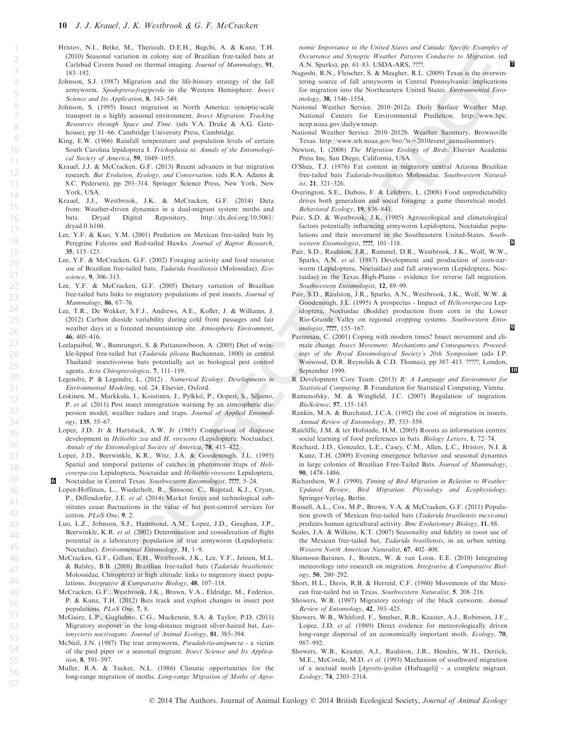Hristov, N.I., Betke, M., Theriault, D.E.H., Bagchi, A. & Kunz, T.H. (2010) Seasonal variation in colony size of Brazilian free-tailed bats at Carlsbad Cavern based on thermal imaging. *Journal of Mammalogy*, **91**, 183–192.

Johnson, S.J. (1987) Migration and the life-history strategy of the fall armyworm, *Spodoptera-frugiperda* in the Western Hemisphere. *Insect Science and Its Application*, **8**, 543–549.

Johnson, S. (1995) Insect migration in North America: synoptic-scale transport in a highly seasonal environment. *Insect Migration: Tracking Resources through Space and Time*. (eds V.A. Drake & A.G. Gatehouse), pp 31–66. Cambridge University Press, Cambridge.

King, E.W. (1966) Rainfall temperature and population levels of certain South Carolina lepidoptera I. *Trichoplusia ni*. *Annals of the Entomological Society of America*, **59**, 1049–1055.

Krauel, J.J. & McCracken, G.F. (2013) Recent advances in bat migration research. *Bat Evolution, Ecology, and Conservation*. (eds R.A. Adams & S.C. Pedersen), pp 293–314. Springer Science Press, New York, New York, USA.

Krauel, J.J., Westbrook, J.K. & McCracken, G.F. (2014) Data from: Weather-driven dynamics in a dual-migrant system: moths and bats. Dryad Digital Repository. http://dx.doi.org/10.5061/dryad.0 h160.

Lee, Y.F. & Kuo, Y.M. (2001) Predation on Mexican free-tailed bats by Peregrine Falcons and Red-tailed Hawks. *Journal of Raptor Research*, **35**, 115–123.

Lee, Y.F. & McCracken, G.F. (2002) Foraging activity and food resource use of Brazilian free-tailed bats, *Tadarida brasiliensis* (Molossidae). *Ecoscience*, **9**, 306–313.

Lee, Y.F. & McCracken, G.F. (2005) Dietary variation of Brazilian free-tailed bats links to migratory populations of pest insects. *Journal of Mammalogy*, **86**, 67–76.

Lee, T.R., De Wekker, S.F.J., Andrews, A.E., Kofler, J. & Williams, J. (2012) Carbon dioxide variability during cold front passages and fair weather days at a forested mountaintop site. *Atmospheric Environment*, **46**, 405–416.

Leelapaibul, W., Bumrungsri, S. & Pattanawiboon, A. (2005) Diet of wrinkle-lipped free-tailed bat (*Tadarida plicata* Buchannan, 1800) in central Thailand: insectivorous bats potentially act as biological pest control agents. *Acta Chiropterologica*, **7**, 111–119.

Legendre, P. & Legendre, L. (2012) . *Numerical Ecology*. *Developments in Environmental Modeling*, vol. 24. Elsevier, Oxford.

Leskinen, M., Markkula, I., Koistinen, J., Pylkkö, P., Ooperi, S., Siljamo, P. *et al*. (2011) Pest insect immigration warning by an atmospheric dispersion model, weather radars and traps. *Journal of Applied Entomology*, **135**, 55–67.

Lopez, J.D. Jr & Hartstack, A.W. Jr (1985) Comparison of diapause development in *Heliothis zea* and *H. virescens* (Lepidoptera: Noctuidae). *Annals of the Entomological Society of America*, **78**, 415–422.

Lopez, J.D., Beerwinkle, K.R., Witz, J.A. & Goodenough, J.L. (1995) Spatial and temporal patterns of catches in pheromone traps of *Helicoverpa-zea* Lepidoptera, Noctuidae and *Heliothis-virescens* Lepidoptera, Noctuidae in Central Texas. *Southwestern Entomologist*, **????**, 5–24.

Lopez-Hoffman, L., Wiederholt, R., Sansone, C., Bagstad, K.J., Cryan, P., Diffendorfer, J.E. *et al*. (2014) Market forces and technological substitutes cause fluctuations in the value of bat pest-control services for cotton. *PLoS One*, **9**, 2.

Luo, L.Z., Johnson, S.J., Hammond, A.M., Lopez, J.D., Geaghan, J.P., Beerwinkle, K.R. *et al*. (2002) Determination and consideration of flight potential in a laboratory population of true armyworm (Lepidoptera: Noctuidae). *Environmental Entomology*, **31**, 1–9.

McCracken, G.F., Gillam, E.H., Westbrook, J.K., Lee, Y.F., Jensen, M.L. & Balsley, B.B. (2008) Brazilian free-tailed bats (*Tadarida brasiliensis*: Molossidae, Chiroptera) at high altitude: links to migratory insect populations. *Integrative & Comparative Biology*, **48**, 107–118.

McCracken, G.F., Westbrook, J.K., Brown, V.A., Eldridge, M., Federico, P. & Kunz, T.H. (2012) Bats track and exploit changes in insect pest populations. *PLoS One*, **7**, 8.

McGuire, L.P., Guglielmo, C.G., Mackenzie, S.A. & Taylor, P.D. (2011) Migratory stopover in the long-distance migrant silver-haired bat, *Lasionycteris noctivagans*. *Journal of Animal Ecology*, **81**, 385–394.

McNeil, J.N. (1987) The true armyworm, *Pseudaletia-unipuncta* - a victim of the pied piper or a seasonal migrant. *Insect Science and Its Application*, **8**, 591–597.

Muller, R.A. & Tucker, N.L. (1986) Climatic opportunities for the long-range migration of moths. *Long-range Migration of Moths of Agronomic Importance to the United States and Canada: Specific Examples of Occurrence and Synoptic Weather Patterns Conducive to Migration*. (ed A.N. Sparks), pp. 61–83. USDA-ARS, ????.

Nagoshi, R.N., Fleischer, S. & Meagher, R.L. (2009) Texas is the overwintering source of fall armyworm in Central Pennsylvania: implications for migration into the Northeastern United States. *Environmental Entomology*, **38**, 1546–1554.

National Weather Service. 2010–2012a. Daily Surface Weather Map. National Centers for Environmental Prediction. http://www.hpc.ncep.noaa.gov/dailywxmap.

National Weather Service. 2010–2012b. Weather Summary, Brownsville Texas. http://www.srh.noaa.gov/bro/?n=2010event_annualsummary.

Newton, I. (2008) *The Migration Ecology of Birds*. Elsevier Academic Press Inc, San Diego, California, USA.

O'Shea, T.J. (1976) Fat content in migratory central Arizona Brazilian free-tailed bats *Tadarida-brasiliensis* Molossidae. *Southwestern Naturalist*, **21**, 321–326.

Overington, S.E., Dubois, F. & Lefebvre, L. (2008) Food unpredictability drives both generalism and social foraging: a game theoretical model. *Behavioral Ecology*, **19**, 836–841.

Pair, S.D. & Westbrook, J.K. (1995) Agroecological and climatological factors potentially influencing armyworm Lepidoptera, Noctuidae populations and their movement in the Southeastern United-States. *Southwestern Entomologist*, **????**, 101–118.

Pair, S.D., Raulston, J.R., Rummel, D.R., Westbrook, J.K., Wolf, W.W., Sparks, A.N. *et al*. (1987) Development and production of corn-earworm (Lepidoptera, Noctuidae) and fall armyworm (Lepidoptera, Noctuidae) in the Texas High-Plains - evidence for reverse fall migration. *Southwestern Entomologist*, **12**, 89–99.

Pair, S.D., Raulston, J.R., Sparks, A.N., Westbrook, J.K., Wolf, W.W. & Goodenough, J.L. (1995) A prospectus - Impact of *Helicoverpa-zea* Lepidoptera, Noctuidae (Boddie) production from corn in the Lower Rio-Grande Valley on regional cropping systems. *Southwestern Entomologist*, **????**, 155–167.

Parmesan, C. (2001) Coping with modern times? Insect movement and climate change. *Insect Movement: Mechanisms and Consequences*. *Proceedings of the Royal Entomological Society's 20th Symposium* (eds I.P. Woiwood, D.R. Reynolds & C.D. Thomas), pp 387–413. ?????, London, September 1999.

R Development Core Team. (2013) *R: A Language and Environment for Statistical Computing*. R Foundation for Statistical Computing, Vienna.

Ramenofsky, M. & Wingfield, J.C. (2007) Regulation of migration. *BioScience*, **57**, 135–143.

Rankin, M.A. & Burchsted, J.C.A. (1992) the cost of migration in insects. *Annual Review of Entomology*, **37**, 533–559.

Ratcliffe, J.M. & ter Hofstede, H.M. (2005) Roosts as information centres: social learning of food preferences in bats. *Biology Letters*, **1**, 72–74.

Reichard, J.D., Gonzalez, L.E., Casey, C.M., Allen, L.C., Hristov, N.I. & Kunz, T.H. (2009) Evening emergence behavior and seasonal dynamics in large colonies of Brazilian Free-Tailed Bats. *Journal of Mammalogy*, **90**, 1478–1486.

Richardson, W.J. (1990). *Timing of Bird Migration in Relation to Weather: Updated Review*. *Bird Migration: Physiology and Ecophysiology*. Springer-Verlag, Berlin.

Russell, A.L., Cox, M.P., Brown, V.A. & McCracken, G.F. (2011) Population growth of Mexican free-tailed bats (*Tadarida brasiliensis mexicana*) predates human agricultural activity. *Bmc Evolutionary Biology*, **11**, 88.

Scales, J.A. & Wilkins, K.T. (2007) Seasonality and fidelity in roost use of the Mexican free-tailed bat, *Tadarida brasiliensis*, in an urban setting. *Western North American Naturalist*, **67**, 402–408.

Shamoun-Baranes, J., Bouten, W. & van Loon, E.E. (2010) Integrating meteorology into research on migration. *Integrative & Comparative Biology*, **50**, 280–292.

Short, H.L., Davis, R.B. & Herreid, C.F. (1960) Movements of the Mexican free-tailed bat in Texas. *Southwestern Naturalist*, **5**, 208–216.

Showers, W.B. (1997) Migratory ecology of the black cutworm. *Annual Review of Entomology*, **42**, 393–425.

Showers, W.B., Whitford, F., Smelser, R.B., Keaster, A.J., Robinson, J.F., Lopez, J.D. *et al*. (1989) Direct evidence for meteorologically driven long-range dispersal of an economically important moth. *Ecology*, **70**, 987–992.

Showers, W.B., Keaster, A.J., Raulston, J.R., Hendrix, W.H., Derrick, M.E., McCorcle, M.D. *et al*. (1993) Mechanism of southward migration of a noctuid moth [*Agrotis-ipsilon* (Hufnagel)] - a complete migrant. *Ecology*, **74**, 2303–2314.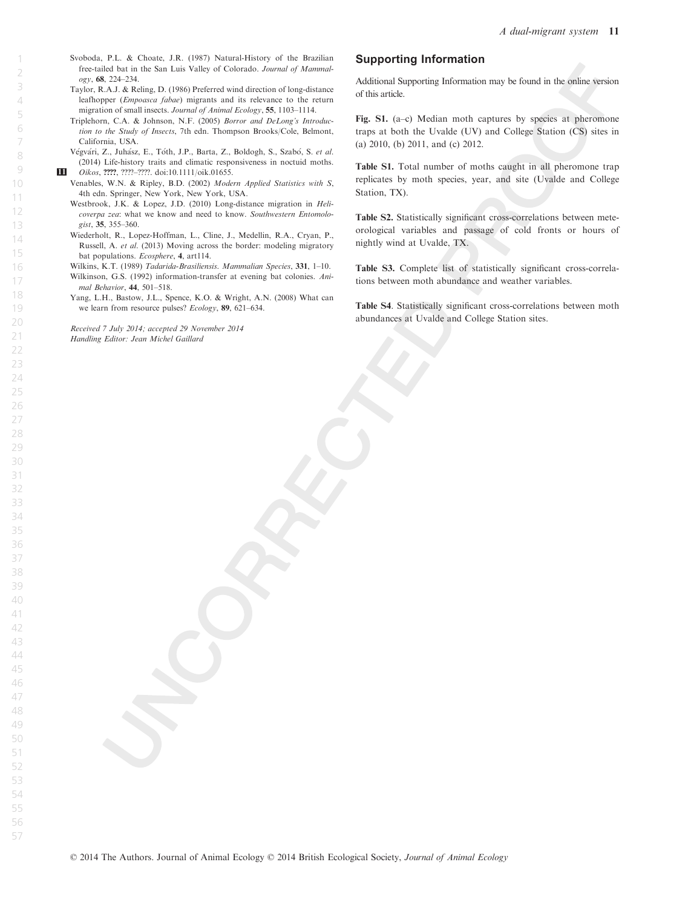Svoboda, P.L. & Choate, J.R. (1987) Natural-History of the Brazilian free-tailed bat in the San Luis Valley of Colorado. *Journal of Mammalogy*, **68**, 224–234.

Taylor, R.A.J. & Reling, D. (1986) Preferred wind direction of long-distance leafhopper (*Empoasca fabae*) migrants and its relevance to the return migration of small insects. *Journal of Animal Ecology*, **55**, 1103–1114.

Triplehorn, C.A. & Johnson, N.F. (2005) *Borror and DeLong's Introduction to the Study of Insects*, 7th edn. Thompson Brooks/Cole, Belmont, California, USA.

Végvári, Z., Juhász, E., Tóth, J.P., Barta, Z., Boldogh, S., Szabó, S. *et al.* (2014) Life-history traits and climatic responsiveness in noctuid moths. *Oikos*, **????**, ????–????. doi:10.1111/oik.01655.

Venables, W.N. & Ripley, B.D. (2002) *Modern Applied Statistics with S*, 4th edn. Springer, New York, New York, USA.

Westbrook, J.K. & Lopez, J.D. (2010) Long-distance migration in *Helicoverpa zea*: what we know and need to know. *Southwestern Entomologist*, **35**, 355–360.

Wiederholt, R., Lopez-Hoffman, L., Cline, J., Medellin, R.A., Cryan, P., Russell, A. *et al.* (2013) Moving across the border: modeling migratory bat populations. *Ecosphere*, **4**, art114.

Wilkins, K.T. (1989) *Tadarida-Brasiliensis*. *Mammalian Species*, **331**, 1–10.

Wilkinson, G.S. (1992) information-transfer at evening bat colonies. *Animal Behavior*, **44**, 501–518.

Yang, L.H., Bastow, J.L., Spence, K.O. & Wright, A.N. (2008) What can we learn from resource pulses? *Ecology*, **89**, 621–634.

*Received 7 July 2014; accepted 29 November 2014*
*Handling Editor: Jean Michel Gaillard*

## Supporting Information

Additional Supporting Information may be found in the online version of this article.

**Fig. S1.** (a–c) Median moth captures by species at pheromone traps at both the Uvalde (UV) and College Station (CS) sites in (a) 2010, (b) 2011, and (c) 2012.

**Table S1.** Total number of moths caught in all pheromone trap replicates by moth species, year, and site (Uvalde and College Station, TX).

**Table S2.** Statistically significant cross-correlations between meteorological variables and passage of cold fronts or hours of nightly wind at Uvalde, TX.

**Table S3.** Complete list of statistically significant cross-correlations between moth abundance and weather variables.

**Table S4**. Statistically significant cross-correlations between moth abundances at Uvalde and College Station sites.